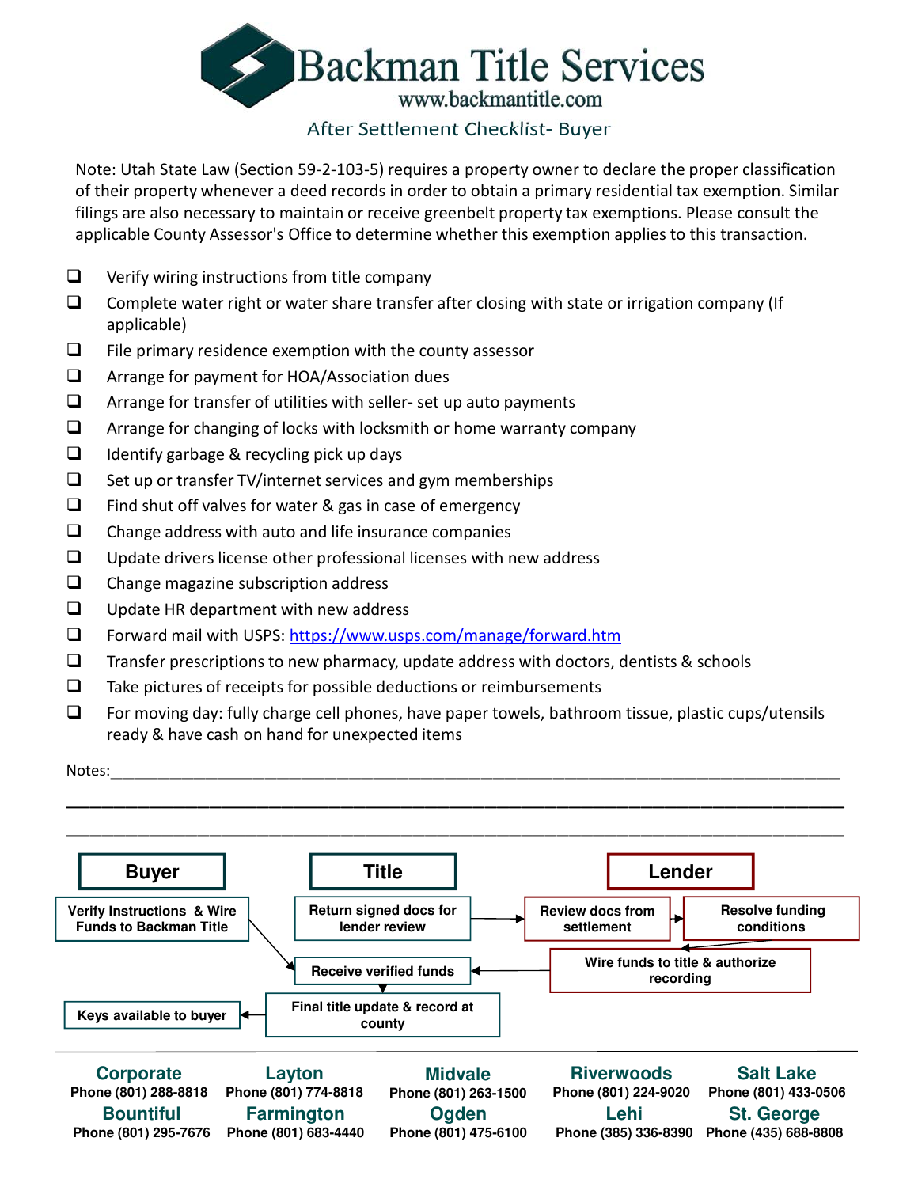# Backman Title Services

www.backmantitle.com

## After Settlement Checklist- Buyer

Note: Utah State Law (Section 59-2-103-5) requires a property owner to declare the proper classification of their property whenever a deed records in order to obtain a primary residential tax exemption. Similar filings are also necessary to maintain or receive greenbelt property tax exemptions. Please consult the applicable County Assessor's Office to determine whether this exemption applies to this transaction.

- [ ] Verify wiring instructions from title company
- [ ] Complete water right or water share transfer after closing with state or irrigation company (If applicable)
- [ ] File primary residence exemption with the county assessor
- [ ] Arrange for payment for HOA/Association dues
- [ ] Arrange for transfer of utilities with seller- set up auto payments
- [ ] Arrange for changing of locks with locksmith or home warranty company
- [ ] Identify garbage & recycling pick up days
- [ ] Set up or transfer TV/internet services and gym memberships
- [ ] Find shut off valves for water & gas in case of emergency
- [ ] Change address with auto and life insurance companies
- [ ] Update drivers license other professional licenses with new address
- [ ] Change magazine subscription address
- [ ] Update HR department with new address
- [ ] Forward mail with USPS: https://www.usps.com/manage/forward.htm
- [ ] Transfer prescriptions to new pharmacy, update address with doctors, dentists & schools
- [ ] Take pictures of receipts for possible deductions or reimbursements
- [ ] For moving day: fully charge cell phones, have paper towels, bathroom tissue, plastic cups/utensils ready & have cash on hand for unexpected items

Notes:______________________________________________________________________________

________________________________________________________________________________________

________________________________________________________________________________________

| Buyer | Title | Lender | |
|---|---|---|---|
| Verify Instructions & Wire Funds to Backman Title | Return signed docs for lender review | Review docs from settlement | Resolve funding conditions |
| | Receive verified funds | Wire funds to title & authorize recording | |
| Keys available to buyer | Final title update & record at county | | |

| | | | | |
|---|---|---|---|---|
| **Corporate** Phone (801) 288-8818 | **Layton** Phone (801) 774-8818 | **Midvale** Phone (801) 263-1500 | **Riverwoods** Phone (801) 224-9020 | **Salt Lake** Phone (801) 433-0506 |
| **Bountiful** Phone (801) 295-7676 | **Farmington** Phone (801) 683-4440 | **Ogden** Phone (801) 475-6100 | **Lehi** Phone (385) 336-8390 | **St. George** Phone (435) 688-8808 |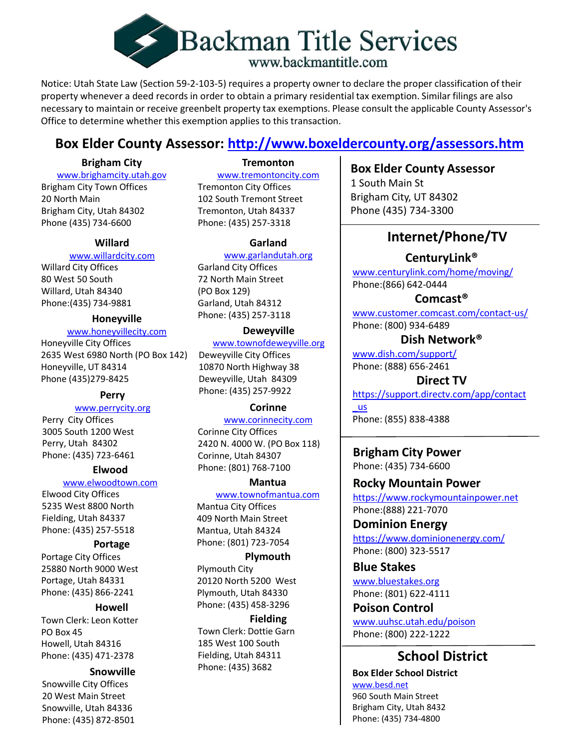# Backman Title Services

www.backmantitle.com

Notice: Utah State Law (Section 59-2-103-5) requires a property owner to declare the proper classification of their property whenever a deed records in order to obtain a primary residential tax exemption. Similar filings are also necessary to maintain or receive greenbelt property tax exemptions. Please consult the applicable County Assessor's Office to determine whether this exemption applies to this transaction.

## Box Elder County Assessor: http://www.boxeldercounty.org/assessors.htm

### Brigham City

www.brighamcity.utah.gov
Brigham City Town Offices
20 North Main
Brigham City, Utah 84302
Phone (435) 734-6600

### Willard

www.willardcity.com
Willard City Offices
80 West 50 South
Willard, Utah 84340
Phone:(435) 734-9881

### Honeyville

www.honeyvillecity.com
Honeyville City Offices
2635 West 6980 North (PO Box 142)
Honeyville, UT 84314
Phone (435)279-8425

### Perry

www.perrycity.org
Perry City Offices
3005 South 1200 West
Perry, Utah 84302
Phone: (435) 723-6461

### Elwood

www.elwoodtown.com
Elwood City Offices
5235 West 8800 North
Fielding, Utah 84337
Phone: (435) 257-5518

### Portage

Portage City Offices
25880 North 9000 West
Portage, Utah 84331
Phone: (435) 866-2241

### Howell

Town Clerk: Leon Kotter
PO Box 45
Howell, Utah 84316
Phone: (435) 471-2378

### Snowville

Snowville City Offices
20 West Main Street
Snowville, Utah 84336
Phone: (435) 872-8501

### Tremonton

www.tremontoncity.com
Tremonton City Offices
102 South Tremont Street
Tremonton, Utah 84337
Phone: (435) 257-3318

### Garland

www.garlandutah.org
Garland City Offices
72 North Main Street
(PO Box 129)
Garland, Utah 84312
Phone: (435) 257-3118

### Deweyville

www.townofdeweyville.org
Deweyville City Offices
10870 North Highway 38
Deweyville, Utah 84309
Phone: (435) 257-9922

### Corinne

www.corinnecity.com
Corinne City Offices
2420 N. 4000 W. (PO Box 118)
Corinne, Utah 84307
Phone: (801) 768-7100

### Mantua

www.townofmantua.com
Mantua City Offices
409 North Main Street
Mantua, Utah 84324
Phone: (801) 723-7054

### Plymouth

Plymouth City
20120 North 5200 West
Plymouth, Utah 84330
Phone: (435) 458-3296

### Fielding

Town Clerk: Dottie Garn
185 West 100 South
Fielding, Utah 84311
Phone: (435) 3682

### Box Elder County Assessor

1 South Main St
Brigham City, UT 84302
Phone (435) 734-3300

## Internet/Phone/TV

### CenturyLink®

www.centurylink.com/home/moving/
Phone:(866) 642-0444

### Comcast®

www.customer.comcast.com/contact-us/
Phone: (800) 934-6489

### Dish Network®

www.dish.com/support/
Phone: (888) 656-2461

### Direct TV

https://support.directv.com/app/contact_us
Phone: (855) 838-4388

### Brigham City Power

Phone: (435) 734-6600

### Rocky Mountain Power

https://www.rockymountainpower.net
Phone:(888) 221-7070

### Dominion Energy

https://www.dominionenergy.com/
Phone: (800) 323-5517

### Blue Stakes

www.bluestakes.org
Phone: (801) 622-4111

### Poison Control

www.uuhsc.utah.edu/poison
Phone: (800) 222-1222

## School District

**Box Elder School District**
www.besd.net
960 South Main Street
Brigham City, Utah 8432
Phone: (435) 734-4800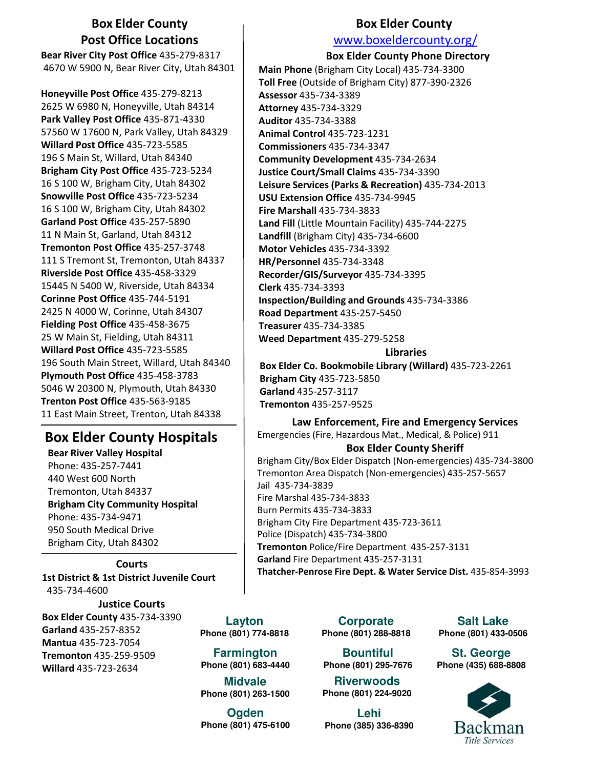## Box Elder County Post Office Locations

**Bear River City Post Office** 435-279-8317
4670 W 5900 N, Bear River City, Utah 84301

**Honeyville Post Office** 435-279-8213
2625 W 6980 N, Honeyville, Utah 84314
**Park Valley Post Office** 435-871-4330
57560 W 17600 N, Park Valley, Utah 84329
**Willard Post Office** 435-723-5585
196 S Main St, Willard, Utah 84340
**Brigham City Post Office** 435-723-5234
16 S 100 W, Brigham City, Utah 84302
**Snowville Post Office** 435-723-5234
16 S 100 W, Brigham City, Utah 84302
**Garland Post Office** 435-257-5890
11 N Main St, Garland, Utah 84312
**Tremonton Post Office** 435-257-3748
111 S Tremont St, Tremonton, Utah 84337
**Riverside Post Office** 435-458-3329
15445 N 5400 W, Riverside, Utah 84334
**Corinne Post Office** 435-744-5191
2425 N 4000 W, Corinne, Utah 84307
**Fielding Post Office** 435-458-3675
25 W Main St, Fielding, Utah 84311
**Willard Post Office** 435-723-5585
196 South Main Street, Willard, Utah 84340
**Plymouth Post Office** 435-458-3783
5046 W 20300 N, Plymouth, Utah 84330
**Trenton Post Office** 435-563-9185
11 East Main Street, Trenton, Utah 84338

## Box Elder County Hospitals

**Bear River Valley Hospital**
Phone: 435-257-7441
440 West 600 North
Tremonton, Utah 84337
**Brigham City Community Hospital**
Phone: 435-734-9471
950 South Medical Drive
Brigham City, Utah 84302

### Courts

**1st District & 1st District Juvenile Court**
435-734-4600

### Justice Courts

**Box Elder County** 435-734-3390
**Garland** 435-257-8352
**Mantua** 435-723-7054
**Tremonton** 435-259-9509
**Willard** 435-723-2634

## Box Elder County

www.boxeldercounty.org/

### Box Elder County Phone Directory

**Main Phone** (Brigham City Local) 435-734-3300
**Toll Free** (Outside of Brigham City) 877-390-2326
**Assessor** 435-734-3389
**Attorney** 435-734-3329
**Auditor** 435-734-3388
**Animal Control** 435-723-1231
**Commissioners** 435-734-3347
**Community Development** 435-734-2634
**Justice Court/Small Claims** 435-734-3390
**Leisure Services (Parks & Recreation)** 435-734-2013
**USU Extension Office** 435-734-9945
**Fire Marshall** 435-734-3833
**Land Fill** (Little Mountain Facility) 435-744-2275
**Landfill** (Brigham City) 435-734-6600
**Motor Vehicles** 435-734-3392
**HR/Personnel** 435-734-3348
**Recorder/GIS/Surveyor** 435-734-3395
**Clerk** 435-734-3393
**Inspection/Building and Grounds** 435-734-3386
**Road Department** 435-257-5450
**Treasurer** 435-734-3385
**Weed Department** 435-279-5258

### Libraries

**Box Elder Co. Bookmobile Library (Willard)** 435-723-2261
**Brigham City** 435-723-5850
**Garland** 435-257-3117
**Tremonton** 435-257-9525

### Law Enforcement, Fire and Emergency Services

Emergencies (Fire, Hazardous Mat., Medical, & Police) 911

### Box Elder County Sheriff

Brigham City/Box Elder Dispatch (Non-emergencies) 435-734-3800
Tremonton Area Dispatch (Non-emergencies) 435-257-5657
Jail 435-734-3839
Fire Marshal 435-734-3833
Burn Permits 435-734-3833
Brigham City Fire Department 435-723-3611
Police (Dispatch) 435-734-3800
**Tremonton** Police/Fire Department 435-257-3131
**Garland** Fire Department 435-257-3131
**Thatcher-Penrose Fire Dept. & Water Service Dist.** 435-854-3993

**Layton**
Phone (801) 774-8818

**Farmington**
Phone (801) 683-4440

**Midvale**
Phone (801) 263-1500

**Ogden**
Phone (801) 475-6100

**Corporate**
Phone (801) 288-8818

**Bountiful**
Phone (801) 295-7676

**Riverwoods**
Phone (801) 224-9020

**Lehi**
Phone (385) 336-8390

**Salt Lake**
Phone (801) 433-0506

**St. George**
Phone (435) 688-8808

Backman
*Title Services*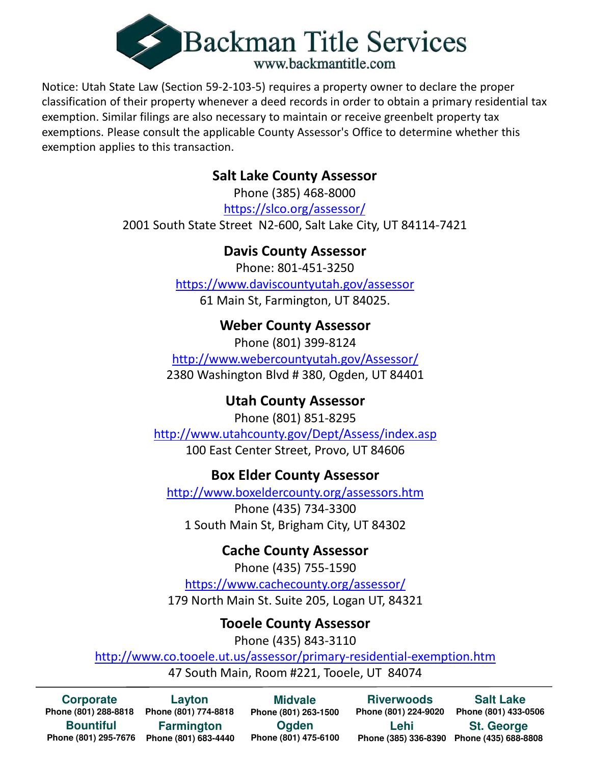# Backman Title Services

www.backmantitle.com

Notice: Utah State Law (Section 59-2-103-5) requires a property owner to declare the proper classification of their property whenever a deed records in order to obtain a primary residential tax exemption. Similar filings are also necessary to maintain or receive greenbelt property tax exemptions. Please consult the applicable County Assessor's Office to determine whether this exemption applies to this transaction.

## Salt Lake County Assessor

Phone (385) 468-8000
https://slco.org/assessor/
2001 South State Street N2-600, Salt Lake City, UT 84114-7421

## Davis County Assessor

Phone: 801-451-3250
https://www.daviscountyutah.gov/assessor
61 Main St, Farmington, UT 84025.

## Weber County Assessor

Phone (801) 399-8124
http://www.webercountyutah.gov/Assessor/
2380 Washington Blvd # 380, Ogden, UT 84401

## Utah County Assessor

Phone (801) 851-8295
http://www.utahcounty.gov/Dept/Assess/index.asp
100 East Center Street, Provo, UT 84606

## Box Elder County Assessor

http://www.boxeldercounty.org/assessors.htm
Phone (435) 734-3300
1 South Main St, Brigham City, UT 84302

## Cache County Assessor

Phone (435) 755-1590
https://www.cachecounty.org/assessor/
179 North Main St. Suite 205, Logan UT, 84321

## Tooele County Assessor

Phone (435) 843-3110
http://www.co.tooele.ut.us/assessor/primary-residential-exemption.htm
47 South Main, Room #221, Tooele, UT 84074

---

**Corporate** Phone (801) 288-8818
**Layton** Phone (801) 774-8818
**Midvale** Phone (801) 263-1500
**Riverwoods** Phone (801) 224-9020
**Salt Lake** Phone (801) 433-0506
**Bountiful** Phone (801) 295-7676
**Farmington** Phone (801) 683-4440
**Ogden** Phone (801) 475-6100
**Lehi** Phone (385) 336-8390
**St. George** Phone (435) 688-8808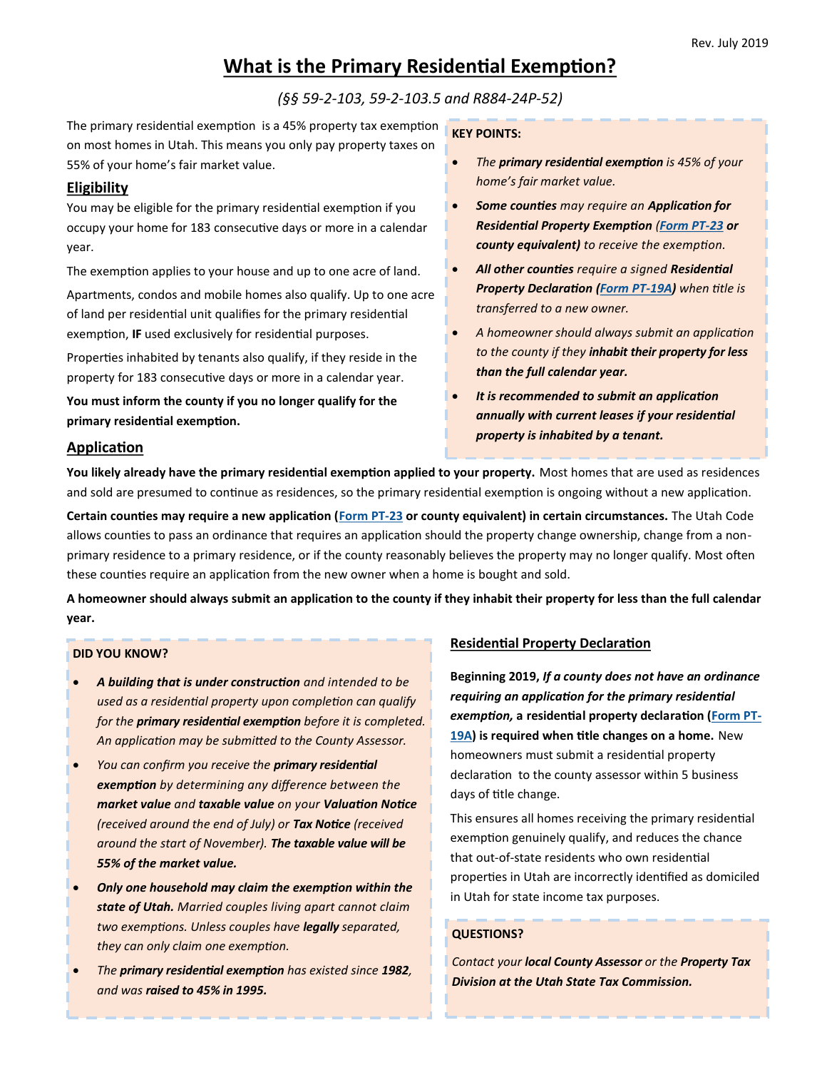Rev. July 2019

# What is the Primary Residential Exemption?

*(§§ 59-2-103, 59-2-103.5 and R884-24P-52)*

The primary residential exemption is a 45% property tax exemption on most homes in Utah. This means you only pay property taxes on 55% of your home's fair market value.

## Eligibility

You may be eligible for the primary residential exemption if you occupy your home for 183 consecutive days or more in a calendar year.

The exemption applies to your house and up to one acre of land.

Apartments, condos and mobile homes also qualify. Up to one acre of land per residential unit qualifies for the primary residential exemption, **IF** used exclusively for residential purposes.

Properties inhabited by tenants also qualify, if they reside in the property for 183 consecutive days or more in a calendar year.

**You must inform the county if you no longer qualify for the primary residential exemption.**

**KEY POINTS:**

- *The **primary residential exemption** is 45% of your home's fair market value.*
- ***Some counties** may require an **Application for Residential Property Exemption** (Form PT-23 or county equivalent) to receive the exemption.*
- ***All other counties** require a signed **Residential Property Declaration** (Form PT-19A) when title is transferred to a new owner.*
- *A homeowner should always submit an application to the county if they **inhabit their property for less than the full calendar year.***
- ***It is recommended to submit an application annually with current leases if your residential property is inhabited by a tenant.***

## Application

**You likely already have the primary residential exemption applied to your property.** Most homes that are used as residences and sold are presumed to continue as residences, so the primary residential exemption is ongoing without a new application.

**Certain counties may require a new application (Form PT-23 or county equivalent) in certain circumstances.** The Utah Code allows counties to pass an ordinance that requires an application should the property change ownership, change from a non-primary residence to a primary residence, or if the county reasonably believes the property may no longer qualify. Most often these counties require an application from the new owner when a home is bought and sold.

**A homeowner should always submit an application to the county if they inhabit their property for less than the full calendar year.**

**DID YOU KNOW?**

- ***A building that is under construction** and intended to be used as a residential property upon completion can qualify for the **primary residential exemption** before it is completed. An application may be submitted to the County Assessor.*
- *You can confirm you receive the **primary residential exemption** by determining any difference between the **market value** and **taxable value** on your **Valuation Notice** (received around the end of July) or **Tax Notice** (received around the start of November). **The taxable value will be 55% of the market value.***
- ***Only one household may claim the exemption within the state of Utah.** Married couples living apart cannot claim two exemptions. Unless couples have **legally** separated, they can only claim one exemption.*
- *The **primary residential exemption** has existed since **1982**, and was **raised to 45% in 1995.***

## Residential Property Declaration

**Beginning 2019, *If a county does not have an ordinance requiring an application for the primary residential exemption,* a residential property declaration (Form PT-19A) is required when title changes on a home.** New homeowners must submit a residential property declaration to the county assessor within 5 business days of title change.

This ensures all homes receiving the primary residential exemption genuinely qualify, and reduces the chance that out-of-state residents who own residential properties in Utah are incorrectly identified as domiciled in Utah for state income tax purposes.

**QUESTIONS?**

*Contact your **local County Assessor** or the **Property Tax Division at the Utah State Tax Commission.***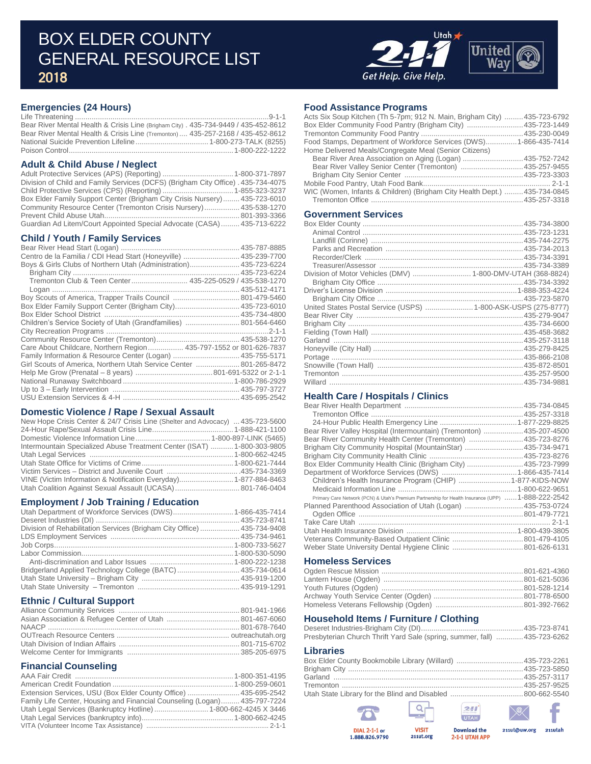# BOX ELDER COUNTY GENERAL RESOURCE LIST

## 2018

Utah 2-1-1 Get Help. Give Help. United Way

## Emergencies (24 Hours)

Life Threatening ............................................... 9-1-1
Bear River Mental Health & Crisis Line (Brigham City) . 435-734-9449 / 435-452-8612
Bear River Mental Health & Crisis Line (Tremonton) .... 435-257-2168 / 435-452-8612
National Suicide Prevention Lifeline ............................. 1-800-273-TALK (8255)
Poison Control ............................................... 1-800-222-1222

## Adult & Child Abuse / Neglect

Adult Protective Services (APS) (Reporting) ............................. 1-800-371-7897
Division of Child and Family Services (DCFS) (Brigham City Office) . 435-734-4075
Child Protective Services (CPS) (Reporting) ............................. 1-855-323-3237
Box Elder Family Support Center (Brigham City Crisis Nursery) ........ 435-723-6010
Community Resource Center (Tremonton Crisis Nursery) ................. 435-538-1270
Prevent Child Abuse Utah ............................................... 801-393-3366
Guardian Ad Litem/Court Appointed Special Advocate (CASA) ......... 435-713-6222

## Child / Youth / Family Services

Bear River Head Start (Logan) ............................................... 435-787-8885
Centro de la Familia / CDI Head Start (Honeyville) ........................ 435-239-7700
Boys & Girls Clubs of Northern Utah (Administration) ..................... 435-723-6224
- Brigham City ............................................... 435-723-6224
- Tremonton Club & Teen Center ............................ 435-225-0529 / 435-538-1270
- Logan ............................................... 435-512-4171

Boy Scouts of America, Trapper Trails Council ............................. 801-479-5460
Box Elder Family Support Center (Brigham City) ............................ 435-723-6010
Box Elder School District ............................................... 435-734-4800
Children's Service Society of Utah (Grandfamilies) ........................ 801-564-6460
City Recreation Programs ............................................... 2-1-1
Community Resource Center (Tremonton) ..................................... 435-538-1270
Care About Childcare, Northern Region ................. 435-797-1552 or 801-626-7837
Family Information & Resource Center (Logan) ............................. 435-755-5171
Girl Scouts of America, Northern Utah Service Center .................... 801-265-8472
Help Me Grow (Prenatal – 8 years) ............................ 801-691-5322 or 2-1-1
National Runaway Switchboard ............................................... 1-800-786-2929
Up to 3 – Early Intervention ............................................... 435-797-3727
USU Extension Services & 4-H ............................................... 435-695-2542

## Domestic Violence / Rape / Sexual Assault

New Hope Crisis Center & 24/7 Crisis Line (Shelter and Advocacy) ... 435-723-5600
24-Hour Rape/Sexual Assault Crisis Line ..................................... 1-888-421-1100
Domestic Violence Information Line ..................................... 1-800-897-LINK (5465)
Intermountain Specialized Abuse Treatment Center (ISAT) ........... 1-800-303-9805
Utah Legal Services ............................................... 1-800-662-4245
Utah State Office for Victims of Crime ..................................... 1-800-621-7444
Victim Services – District and Juvenile Court ............................. 435-734-3369
VINE (Victim Information & Notification Everyday) ........................ 1-877-884-8463
Utah Coalition Against Sexual Assault (UCASA) ............................. 801-746-0404

## Employment / Job Training / Education

Utah Department of Workforce Services (DWS) ............................. 1-866-435-7414
Deseret Industries (DI) ............................................... 435-723-8741
Division of Rehabilitation Services (Brigham City Office) ................. 435-734-9408
LDS Employment Services ............................................... 435-734-9461
Job Corps ............................................... 1-800-733-5627
Labor Commission ............................................... 1-800-530-5090
- Anti-discrimination and Labor Issues ..................................... 1-800-222-1238

Bridgerland Applied Technology College (BATC) ........................... 435-734-0614
Utah State University – Brigham City ..................................... 435-919-1200
Utah State University – Tremonton ..................................... 435-919-1291

## Ethnic / Cultural Support

Alliance Community Services ............................................... 801-941-1966
Asian Association & Refugee Center of Utah ................................. 801-467-6060
NAACP ............................................... 801-678-7640
OUTreach Resource Centers ............................................... outreachutah.org
Utah Division of Indian Affairs ............................................... 801-715-6702
Welcome Center for Immigrants ............................................... 385-205-6975

## Financial Counseling

AAA Fair Credit ............................................... 1-800-351-4195
American Credit Foundation ............................................... 1-800-259-0601
Extension Services, USU (Box Elder County Office) ......................... 435-695-2542
Family Life Center, Housing and Financial Counseling (Logan) ......... 435-797-7224
Utah Legal Services (Bankruptcy Hotline) ......................... 1-800-662-4245 X 3446
Utah Legal Services (bankruptcy info) ..................................... 1-800-662-4245
VITA (Volunteer Income Tax Assistance) ..................................... 2-1-1

## Food Assistance Programs

Acts Six Soup Kitchen (Th 5-7pm; 912 N. Main, Brigham City) ......... 435-723-6792
Box Elder Community Food Pantry (Brigham City) ........................ 435-723-1449
Tremonton Community Food Pantry ............................................... 435-230-0049
Food Stamps, Department of Workforce Services (DWS) ............... 1-866-435-7414
Home Delivered Meals/Congregate Meal (Senior Citizens)
- Bear River Area Association on Aging (Logan) ........................ 435-752-7242
- Bear River Valley Senior Center (Tremonton) ........................ 435-257-9455
- Brigham City Senior Center ............................................... 435-723-3303

Mobile Food Pantry, Utah Food Bank ............................................... 2-1-1
WIC (Women, Infants & Children) (Brigham City Health Dept.) ......... 435-734-0845
- Tremonton Office ............................................... 435-257-3318

## Government Services

Box Elder County ............................................... 435-734-3800
- Animal Control ............................................... 435-723-1231
- Landfill (Corinne) ............................................... 435-744-2275
- Parks and Recreation ............................................... 435-734-2013
- Recorder/Clerk ............................................... 435-734-3391
- Treasurer/Assessor ............................................... 435-734-3389

Division of Motor Vehicles (DMV) ............................. 1-800-DMV-UTAH (368-8824)
- Brigham City Office ............................................... 435-734-3392

Driver's License Division ............................................... 1-888-353-4224
- Brigham City Office ............................................... 435-723-5870

United States Postal Service (USPS) ....................... 1-800-ASK-USPS (275-8777)
Bear River City ............................................... 435-279-9047
Brigham City ............................................... 435-734-6600
Fielding (Town Hall) ............................................... 435-458-3682
Garland ............................................... 435-257-3118
Honeyville (City Hall) ............................................... 435-279-8425
Portage ............................................... 435-866-2108
Snowville (Town Hall) ............................................... 435-872-8501
Tremonton ............................................... 435-257-9500
Willard ............................................... 435-734-9881

## Health Care / Hospitals / Clinics

Bear River Health Department ............................................... 435-734-0845
- Tremonton Office ............................................... 435-257-3318
- 24-Hour Public Health Emergency Line ............................. 1-877-229-8825

Bear River Valley Hospital (Intermountain) (Tremonton) ................... 435-207-4500
Bear River Community Health Center (Tremonton) ......................... 435-723-8276
Brigham City Community Hospital (MountainStar) ........................ 435-734-9471
Brigham City Community Health Clinic ..................................... 435-723-8276
Box Elder Community Health Clinic (Brigham City) ......................... 435-723-7999
Department of Workforce Services (DWS) ..................................... 1-866-435-7414
- Children's Health Insurance Program (CHIP) ......................... 1-877-KIDS-NOW
- Medicaid Information Line ............................................... 1-800-622-9651
- Primary Care Network (PCN) & Utah's Premium Partnership for Health Insurance (UPP) ....... 1-888-222-2542

Planned Parenthood Association of Utah (Logan) ......................... 435-753-0724
- Ogden Office ............................................... 801-479-7721

Take Care Utah ............................................... 2-1-1
Utah Health Insurance Division ............................................... 1-800-439-3805
Veterans Community-Based Outpatient Clinic ................................. 801-479-4105
Weber State University Dental Hygiene Clinic ................................. 801-626-6131

## Homeless Services

Ogden Rescue Mission ............................................... 801-621-4360
Lantern House (Ogden) ............................................... 801-621-5036
Youth Futures (Ogden) ............................................... 801-528-1214
Archway Youth Service Center (Ogden) ..................................... 801-778-6500
Homeless Veterans Fellowship (Ogden) ..................................... 801-392-7662

## Household Items / Furniture / Clothing

Deseret Industries-Brigham City (DI) ..................................... 435-723-8741
Presbyterian Church Thrift Yard Sale (spring, summer, fall) ............. 435-723-6262

## Libraries

Box Elder County Bookmobile Library (Willard) ............................. 435-723-2261
Brigham City ............................................... 435-723-5850
Garland ............................................... 435-257-3117
Tremonton ............................................... 435-257-9525
Utah State Library for the Blind and Disabled ................................. 800-662-5540

DIAL 2-1-1 or 1.888.826.9790 | VISIT 211ut.org | Download the 2-1-1 UTAH APP | 211ut@uw.org | 211utah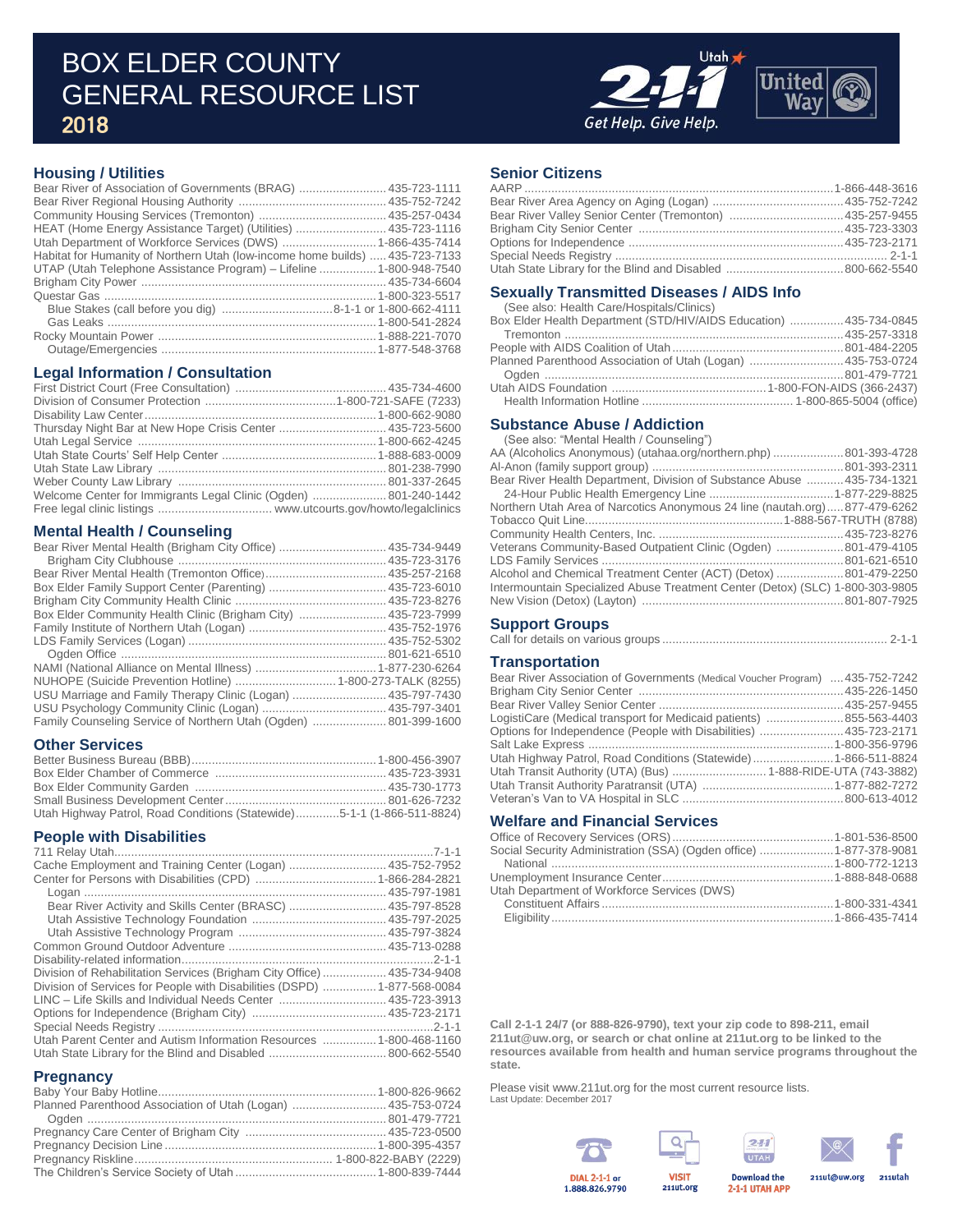# BOX ELDER COUNTY GENERAL RESOURCE LIST

## 2018

Utah 2-1-1 Get Help. Give Help. United Way

## Housing / Utilities

Bear River Association of Governments (BRAG) .......................... 435-723-1111
Bear River Regional Housing Authority ........................................... 435-752-7242
Community Housing Services (Tremonton) ...................................... 435-257-0434
HEAT (Home Energy Assistance Target) (Utilities) ........................... 435-723-1116
Utah Department of Workforce Services (DWS) ............................ 1-866-435-7414
Habitat for Humanity of Northern Utah (low-income home builds) ..... 435-723-7133
UTAP (Utah Telephone Assistance Program) – Lifeline ................. 1-800-948-7540
Brigham City Power ........................................................................ 435-734-6604
Questar Gas ................................................................................. 1-800-323-5517
Blue Stakes (call before you dig) .................................8-1-1 or 1-800-662-4111
Gas Leaks ................................................................................ 1-800-541-2824
Rocky Mountain Power ................................................................ 1-888-221-7070
Outage/Emergencies .................................................................. 1-877-548-3768

## Legal Information / Consultation

First District Court (Free Consultation) ............................................ 435-734-4600
Division of Consumer Protection .......................................1-800-721-SAFE (7233)
Disability Law Center .................................................................... 1-800-662-9080
Thursday Night Bar at New Hope Crisis Center ................................ 435-723-5600
Utah Legal Service ...................................................................... 1-800-662-4245
Utah State Courts' Self Help Center ............................................. 1-888-683-0009
Utah State Law Library .................................................................... 801-238-7990
Weber County Law Library ............................................................. 801-337-2645
Welcome Center for Immigrants Legal Clinic (Ogden) ...................... 801-240-1442
Free legal clinic listings ................................. www.utcourts.gov/howto/legalclinics

## Mental Health / Counseling

Bear River Mental Health (Brigham City Office) ................................ 435-734-9449
Brigham City Clubhouse ............................................................ 435-723-3176
Bear River Mental Health (Tremonton Office).................................... 435-257-2168
Box Elder Family Support Center (Parenting) ................................... 435-723-6010
Brigham City Community Health Clinic ............................................ 435-723-8276
Box Elder Community Health Clinic (Brigham City) .......................... 435-723-7999
Family Institute of Northern Utah (Logan) ......................................... 435-752-1976
LDS Family Services (Logan) ........................................................... 435-752-5302
Ogden Office ............................................................................. 801-621-6510
NAMI (National Alliance on Mental Illness) .................................... 1-877-230-6264
NUHOPE (Suicide Prevention Hotline) .............................. 1-800-273-TALK (8255)
USU Marriage and Family Therapy Clinic (Logan) ............................ 435-797-7430
USU Psychology Community Clinic (Logan) ..................................... 435-797-3401
Family Counseling Service of Northern Utah (Ogden) ...................... 801-399-1600

## Other Services

Better Business Bureau (BBB)....................................................... 1-800-456-3907
Box Elder Chamber of Commerce .................................................. 435-723-3931
Box Elder Community Garden ........................................................ 435-730-1773
Small Business Development Center................................................ 801-626-7232
Utah Highway Patrol, Road Conditions (Statewide).............5-1-1 (1-866-511-8824)

## People with Disabilities

711 Relay Utah..................................................................................7-1-1
Cache Employment and Training Center (Logan) ............................. 435-752-7952
Center for Persons with Disabilities (CPD) .................................... 1-866-284-2821
Logan ........................................................................................ 435-797-1981
Bear River Activity and Skills Center (BRASC) ............................. 435-797-8528
Utah Assistive Technology Foundation ........................................ 435-797-2025
Utah Assistive Technology Program ............................................ 435-797-3824
Common Ground Outdoor Adventure ............................................... 435-713-0288
Disability-related information...........................................................2-1-1
Division of Rehabilitation Services (Brigham City Office) ................... 435-734-9408
Division of Services for People with Disabilities (DSPD) ................ 1-877-568-0084
LINC – Life Skills and Individual Needs Center ................................ 435-723-3913
Options for Independence (Brigham City) ........................................ 435-723-2171
Special Needs Registry ......................................................................2-1-1
Utah Parent Center and Autism Information Resources ................ 1-800-468-1160
Utah State Library for the Blind and Disabled ................................... 800-662-5540

## Pregnancy

Baby Your Baby Hotline................................................................ 1-800-826-9662
Planned Parenthood Association of Utah (Logan) ............................ 435-753-0724
Ogden ......................................................................................... 801-479-7721
Pregnancy Care Center of Brigham City .......................................... 435-723-0500
Pregnancy Decision Line ............................................................... 1-800-395-4357
Pregnancy Riskline.......................................................... 1-800-822-BABY (2229)
The Children's Service Society of Utah .......................................... 1-800-839-7444

## Senior Citizens

AARP ........................................................................................... 1-866-448-3616
Bear River Area Agency on Aging (Logan) ....................................... 435-752-7242
Bear River Valley Senior Center (Tremonton) .................................. 435-257-9455
Brigham City Senior Center ............................................................ 435-723-3303
Options for Independence ............................................................... 435-723-2171
Special Needs Registry ......................................................................... 2-1-1
Utah State Library for the Blind and Disabled ................................... 800-662-5540

## Sexually Transmitted Diseases / AIDS Info

(See also: Health Care/Hospitals/Clinics)
Box Elder Health Department (STD/HIV/AIDS Education) ................ 435-734-0845
Tremonton .................................................................................. 435-257-3318
People with AIDS Coalition of Utah.................................................. 801-484-2205
Planned Parenthood Association of Utah (Logan) ............................ 435-753-0724
Ogden ......................................................................................... 801-479-7721
Utah AIDS Foundation .............................................1-800-FON-AIDS (366-2437)
Health Information Hotline ............................................ 1-800-865-5004 (office)

## Substance Abuse / Addiction

(See also: "Mental Health / Counseling")
AA (Alcoholics Anonymous) (utahaa.org/northern.php) ..................... 801-393-4728
Al-Anon (family support group) ......................................................... 801-393-2311
Bear River Health Department, Division of Substance Abuse ........... 435-734-1321
24-Hour Public Health Emergency Line ..................................... 1-877-229-8825
Northern Utah Area of Narcotics Anonymous 24 line (nautah.org) ..... 877-479-6262
Tobacco Quit Line............................................................ 1-888-567-TRUTH (8788)
Community Health Centers, Inc. ....................................................... 435-723-8276
Veterans Community-Based Outpatient Clinic (Ogden) .................... 801-479-4105
LDS Family Services ........................................................................ 801-621-6510
Alcohol and Chemical Treatment Center (ACT) (Detox) .................... 801-479-2250
Intermountain Specialized Abuse Treatment Center (Detox) (SLC) 1-800-303-9805
New Vision (Detox) (Layton) ............................................................ 801-807-7925

## Support Groups

Call for details on various groups .................................................................. 2-1-1

## Transportation

Bear River Association of Governments (Medical Voucher Program) .... 435-752-7242
Brigham City Senior Center ............................................................. 435-226-1450
Bear River Valley Senior Center ....................................................... 435-257-9455
LogistiCare (Medical transport for Medicaid patients) ....................... 855-563-4403
Options for Independence (People with Disabilities) ......................... 435-723-2171
Salt Lake Express .......................................................................... 1-800-356-9796
Utah Highway Patrol, Road Conditions (Statewide)......................... 1-866-511-8824
Utah Transit Authority (UTA) (Bus) ............................ 1-888-RIDE-UTA (743-3882)
Utah Transit Authority Paratransit (UTA) ....................................... 1-877-882-7272
Veteran's Van to VA Hospital in SLC ................................................ 800-613-4012

## Welfare and Financial Services

Office of Recovery Services (ORS)................................................. 1-801-536-8500
Social Security Administration (SSA) (Ogden office) ...................... 1-877-378-9081
National .................................................................................... 1-800-772-1213
Unemployment Insurance Center.................................................... 1-888-848-0688
Utah Department of Workforce Services (DWS)
Constituent Affairs ..................................................................... 1-800-331-4341
Eligibility .................................................................................... 1-866-435-7414

**Call 2-1-1 24/7 (or 888-826-9790), text your zip code to 898-211, email 211ut@uw.org, or search or chat online at 211ut.org to be linked to the resources available from health and human service programs throughout the state.**

Please visit www.211ut.org for the most current resource lists.
Last Update: December 2017

DIAL 2-1-1 or 1.888.826.9790 | VISIT 211ut.org | Download the 2-1-1 UTAH APP | 211ut@uw.org | 211utah